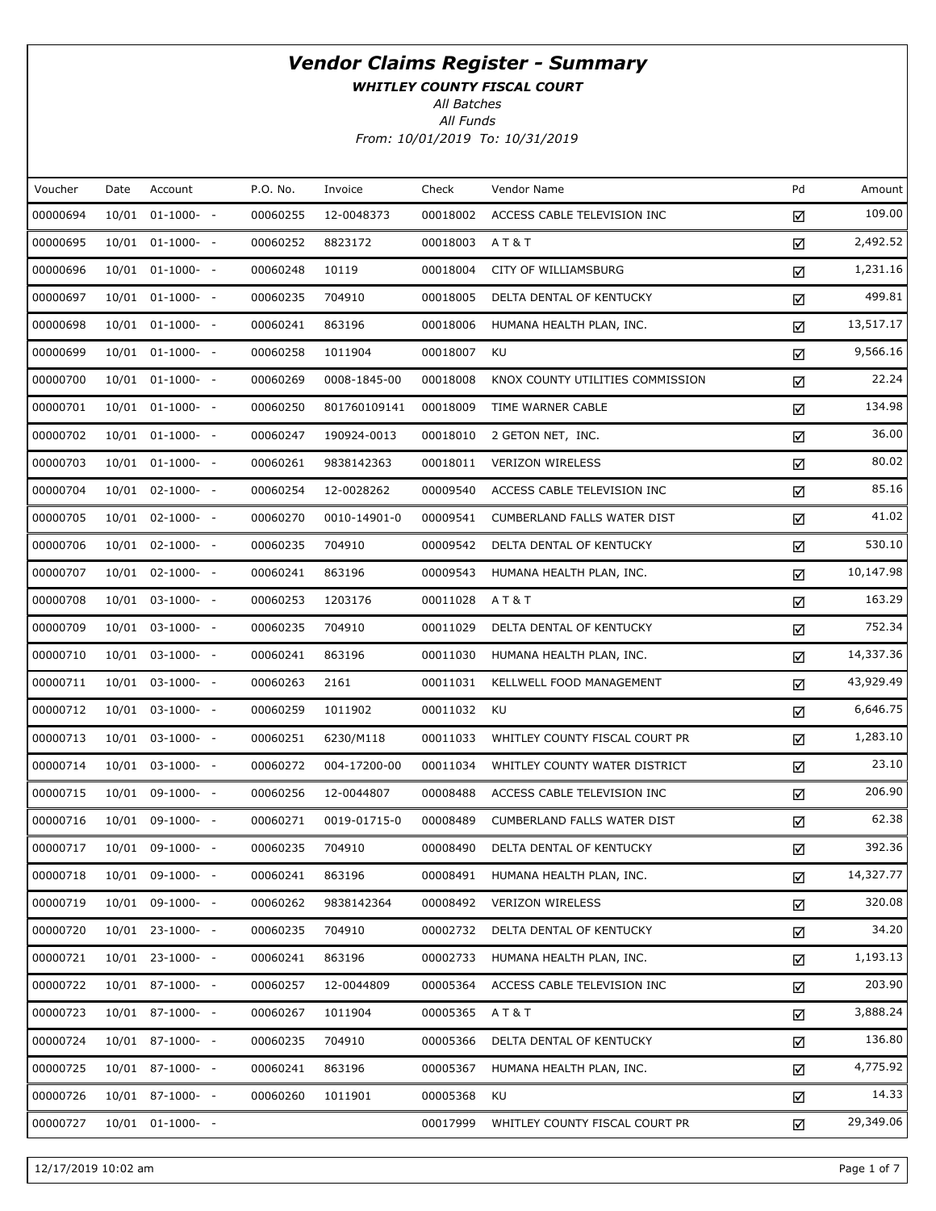# Vendor Claims Register - Summary

***WHITLEY COUNTY FISCAL COURT***

*All Batches*

*All Funds*

*From: 10/01/2019 To: 10/31/2019*

| Voucher | Date | Account | P.O. No. | Invoice | Check | Vendor Name | Pd | Amount |
|---|---|---|---|---|---|---|---|---|
| 00000694 | 10/01 | 01-1000- - | 00060255 | 12-0048373 | 00018002 | ACCESS CABLE TELEVISION INC | ☑ | 109.00 |
| 00000695 | 10/01 | 01-1000- - | 00060252 | 8823172 | 00018003 | A T & T | ☑ | 2,492.52 |
| 00000696 | 10/01 | 01-1000- - | 00060248 | 10119 | 00018004 | CITY OF WILLIAMSBURG | ☑ | 1,231.16 |
| 00000697 | 10/01 | 01-1000- - | 00060235 | 704910 | 00018005 | DELTA DENTAL OF KENTUCKY | ☑ | 499.81 |
| 00000698 | 10/01 | 01-1000- - | 00060241 | 863196 | 00018006 | HUMANA HEALTH PLAN, INC. | ☑ | 13,517.17 |
| 00000699 | 10/01 | 01-1000- - | 00060258 | 1011904 | 00018007 | KU | ☑ | 9,566.16 |
| 00000700 | 10/01 | 01-1000- - | 00060269 | 0008-1845-00 | 00018008 | KNOX COUNTY UTILITIES COMMISSION | ☑ | 22.24 |
| 00000701 | 10/01 | 01-1000- - | 00060250 | 801760109141 | 00018009 | TIME WARNER CABLE | ☑ | 134.98 |
| 00000702 | 10/01 | 01-1000- - | 00060247 | 190924-0013 | 00018010 | 2 GETON NET, INC. | ☑ | 36.00 |
| 00000703 | 10/01 | 01-1000- - | 00060261 | 9838142363 | 00018011 | VERIZON WIRELESS | ☑ | 80.02 |
| 00000704 | 10/01 | 02-1000- - | 00060254 | 12-0028262 | 00009540 | ACCESS CABLE TELEVISION INC | ☑ | 85.16 |
| 00000705 | 10/01 | 02-1000- - | 00060270 | 0010-14901-0 | 00009541 | CUMBERLAND FALLS WATER DIST | ☑ | 41.02 |
| 00000706 | 10/01 | 02-1000- - | 00060235 | 704910 | 00009542 | DELTA DENTAL OF KENTUCKY | ☑ | 530.10 |
| 00000707 | 10/01 | 02-1000- - | 00060241 | 863196 | 00009543 | HUMANA HEALTH PLAN, INC. | ☑ | 10,147.98 |
| 00000708 | 10/01 | 03-1000- - | 00060253 | 1203176 | 00011028 | A T & T | ☑ | 163.29 |
| 00000709 | 10/01 | 03-1000- - | 00060235 | 704910 | 00011029 | DELTA DENTAL OF KENTUCKY | ☑ | 752.34 |
| 00000710 | 10/01 | 03-1000- - | 00060241 | 863196 | 00011030 | HUMANA HEALTH PLAN, INC. | ☑ | 14,337.36 |
| 00000711 | 10/01 | 03-1000- - | 00060263 | 2161 | 00011031 | KELLWELL FOOD MANAGEMENT | ☑ | 43,929.49 |
| 00000712 | 10/01 | 03-1000- - | 00060259 | 1011902 | 00011032 | KU | ☑ | 6,646.75 |
| 00000713 | 10/01 | 03-1000- - | 00060251 | 6230/M118 | 00011033 | WHITLEY COUNTY FISCAL COURT PR | ☑ | 1,283.10 |
| 00000714 | 10/01 | 03-1000- - | 00060272 | 004-17200-00 | 00011034 | WHITLEY COUNTY WATER DISTRICT | ☑ | 23.10 |
| 00000715 | 10/01 | 09-1000- - | 00060256 | 12-0044807 | 00008488 | ACCESS CABLE TELEVISION INC | ☑ | 206.90 |
| 00000716 | 10/01 | 09-1000- - | 00060271 | 0019-01715-0 | 00008489 | CUMBERLAND FALLS WATER DIST | ☑ | 62.38 |
| 00000717 | 10/01 | 09-1000- - | 00060235 | 704910 | 00008490 | DELTA DENTAL OF KENTUCKY | ☑ | 392.36 |
| 00000718 | 10/01 | 09-1000- - | 00060241 | 863196 | 00008491 | HUMANA HEALTH PLAN, INC. | ☑ | 14,327.77 |
| 00000719 | 10/01 | 09-1000- - | 00060262 | 9838142364 | 00008492 | VERIZON WIRELESS | ☑ | 320.08 |
| 00000720 | 10/01 | 23-1000- - | 00060235 | 704910 | 00002732 | DELTA DENTAL OF KENTUCKY | ☑ | 34.20 |
| 00000721 | 10/01 | 23-1000- - | 00060241 | 863196 | 00002733 | HUMANA HEALTH PLAN, INC. | ☑ | 1,193.13 |
| 00000722 | 10/01 | 87-1000- - | 00060257 | 12-0044809 | 00005364 | ACCESS CABLE TELEVISION INC | ☑ | 203.90 |
| 00000723 | 10/01 | 87-1000- - | 00060267 | 1011904 | 00005365 | A T & T | ☑ | 3,888.24 |
| 00000724 | 10/01 | 87-1000- - | 00060235 | 704910 | 00005366 | DELTA DENTAL OF KENTUCKY | ☑ | 136.80 |
| 00000725 | 10/01 | 87-1000- - | 00060241 | 863196 | 00005367 | HUMANA HEALTH PLAN, INC. | ☑ | 4,775.92 |
| 00000726 | 10/01 | 87-1000- - | 00060260 | 1011901 | 00005368 | KU | ☑ | 14.33 |
| 00000727 | 10/01 | 01-1000- - | | | 00017999 | WHITLEY COUNTY FISCAL COURT PR | ☑ | 29,349.06 |

12/17/2019 10:02 am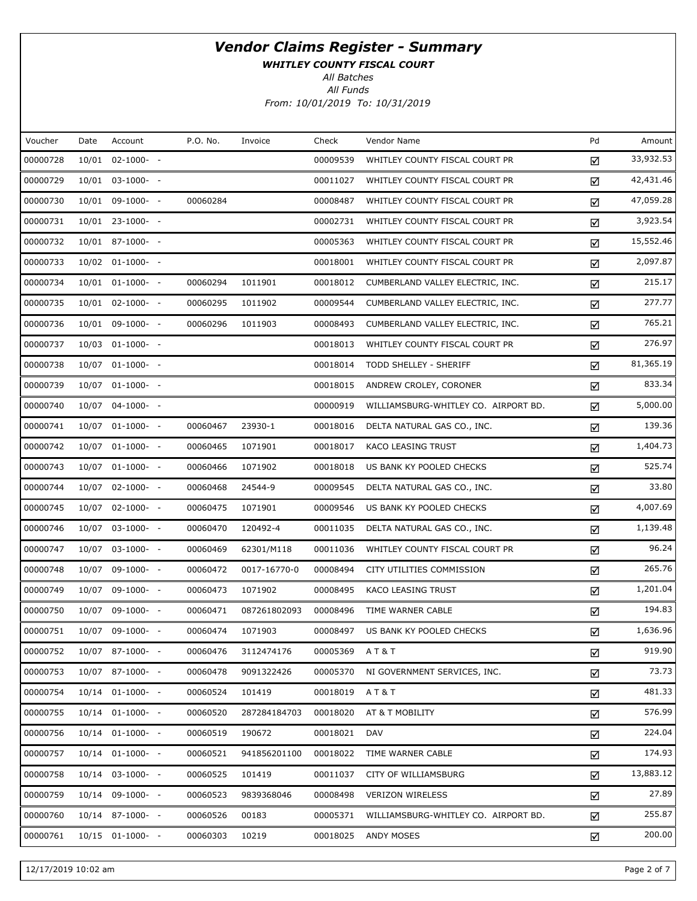# *Vendor Claims Register - Summary*

***WHITLEY COUNTY FISCAL COURT***

*All Batches*

*All Funds*

*From: 10/01/2019 To: 10/31/2019*

| Voucher | Date | Account | P.O. No. | Invoice | Check | Vendor Name | Pd | Amount |
|---|---|---|---|---|---|---|---|---|
| 00000728 | 10/01 | 02-1000- - | | | 00009539 | WHITLEY COUNTY FISCAL COURT PR | ☑ | 33,932.53 |
| 00000729 | 10/01 | 03-1000- - | | | 00011027 | WHITLEY COUNTY FISCAL COURT PR | ☑ | 42,431.46 |
| 00000730 | 10/01 | 09-1000- - | 00060284 | | 00008487 | WHITLEY COUNTY FISCAL COURT PR | ☑ | 47,059.28 |
| 00000731 | 10/01 | 23-1000- - | | | 00002731 | WHITLEY COUNTY FISCAL COURT PR | ☑ | 3,923.54 |
| 00000732 | 10/01 | 87-1000- - | | | 00005363 | WHITLEY COUNTY FISCAL COURT PR | ☑ | 15,552.46 |
| 00000733 | 10/02 | 01-1000- - | | | 00018001 | WHITLEY COUNTY FISCAL COURT PR | ☑ | 2,097.87 |
| 00000734 | 10/01 | 01-1000- - | 00060294 | 1011901 | 00018012 | CUMBERLAND VALLEY ELECTRIC, INC. | ☑ | 215.17 |
| 00000735 | 10/01 | 02-1000- - | 00060295 | 1011902 | 00009544 | CUMBERLAND VALLEY ELECTRIC, INC. | ☑ | 277.77 |
| 00000736 | 10/01 | 09-1000- - | 00060296 | 1011903 | 00008493 | CUMBERLAND VALLEY ELECTRIC, INC. | ☑ | 765.21 |
| 00000737 | 10/03 | 01-1000- - | | | 00018013 | WHITLEY COUNTY FISCAL COURT PR | ☑ | 276.97 |
| 00000738 | 10/07 | 01-1000- - | | | 00018014 | TODD SHELLEY - SHERIFF | ☑ | 81,365.19 |
| 00000739 | 10/07 | 01-1000- - | | | 00018015 | ANDREW CROLEY, CORONER | ☑ | 833.34 |
| 00000740 | 10/07 | 04-1000- - | | | 00000919 | WILLIAMSBURG-WHITLEY CO. AIRPORT BD. | ☑ | 5,000.00 |
| 00000741 | 10/07 | 01-1000- - | 00060467 | 23930-1 | 00018016 | DELTA NATURAL GAS CO., INC. | ☑ | 139.36 |
| 00000742 | 10/07 | 01-1000- - | 00060465 | 1071901 | 00018017 | KACO LEASING TRUST | ☑ | 1,404.73 |
| 00000743 | 10/07 | 01-1000- - | 00060466 | 1071902 | 00018018 | US BANK KY POOLED CHECKS | ☑ | 525.74 |
| 00000744 | 10/07 | 02-1000- - | 00060468 | 24544-9 | 00009545 | DELTA NATURAL GAS CO., INC. | ☑ | 33.80 |
| 00000745 | 10/07 | 02-1000- - | 00060475 | 1071901 | 00009546 | US BANK KY POOLED CHECKS | ☑ | 4,007.69 |
| 00000746 | 10/07 | 03-1000- - | 00060470 | 120492-4 | 00011035 | DELTA NATURAL GAS CO., INC. | ☑ | 1,139.48 |
| 00000747 | 10/07 | 03-1000- - | 00060469 | 62301/M118 | 00011036 | WHITLEY COUNTY FISCAL COURT PR | ☑ | 96.24 |
| 00000748 | 10/07 | 09-1000- - | 00060472 | 0017-16770-0 | 00008494 | CITY UTILITIES COMMISSION | ☑ | 265.76 |
| 00000749 | 10/07 | 09-1000- - | 00060473 | 1071902 | 00008495 | KACO LEASING TRUST | ☑ | 1,201.04 |
| 00000750 | 10/07 | 09-1000- - | 00060471 | 087261802093 | 00008496 | TIME WARNER CABLE | ☑ | 194.83 |
| 00000751 | 10/07 | 09-1000- - | 00060474 | 1071903 | 00008497 | US BANK KY POOLED CHECKS | ☑ | 1,636.96 |
| 00000752 | 10/07 | 87-1000- - | 00060476 | 3112474176 | 00005369 | A T & T | ☑ | 919.90 |
| 00000753 | 10/07 | 87-1000- - | 00060478 | 9091322426 | 00005370 | NI GOVERNMENT SERVICES, INC. | ☑ | 73.73 |
| 00000754 | 10/14 | 01-1000- - | 00060524 | 101419 | 00018019 | A T & T | ☑ | 481.33 |
| 00000755 | 10/14 | 01-1000- - | 00060520 | 287284184703 | 00018020 | AT & T MOBILITY | ☑ | 576.99 |
| 00000756 | 10/14 | 01-1000- - | 00060519 | 190672 | 00018021 | DAV | ☑ | 224.04 |
| 00000757 | 10/14 | 01-1000- - | 00060521 | 941856201100 | 00018022 | TIME WARNER CABLE | ☑ | 174.93 |
| 00000758 | 10/14 | 03-1000- - | 00060525 | 101419 | 00011037 | CITY OF WILLIAMSBURG | ☑ | 13,883.12 |
| 00000759 | 10/14 | 09-1000- - | 00060523 | 9839368046 | 00008498 | VERIZON WIRELESS | ☑ | 27.89 |
| 00000760 | 10/14 | 87-1000- - | 00060526 | 00183 | 00005371 | WILLIAMSBURG-WHITLEY CO. AIRPORT BD. | ☑ | 255.87 |
| 00000761 | 10/15 | 01-1000- - | 00060303 | 10219 | 00018025 | ANDY MOSES | ☑ | 200.00 |

12/17/2019 10:02 am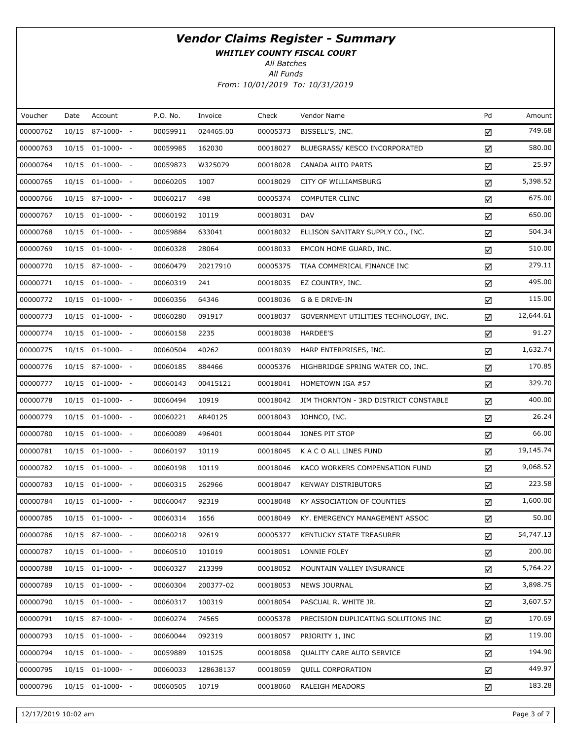# *Vendor Claims Register - Summary*

***WHITLEY COUNTY FISCAL COURT***

*All Batches*

*All Funds*

*From: 10/01/2019 To: 10/31/2019*

| Voucher | Date | Account | P.O. No. | Invoice | Check | Vendor Name | Pd | Amount |
|---|---|---|---|---|---|---|---|---|
| 00000762 | 10/15 | 87-1000- - | 00059911 | 024465.00 | 00005373 | BISSELL'S, INC. | ☑ | 749.68 |
| 00000763 | 10/15 | 01-1000- - | 00059985 | 162030 | 00018027 | BLUEGRASS/ KESCO INCORPORATED | ☑ | 580.00 |
| 00000764 | 10/15 | 01-1000- - | 00059873 | W325079 | 00018028 | CANADA AUTO PARTS | ☑ | 25.97 |
| 00000765 | 10/15 | 01-1000- - | 00060205 | 1007 | 00018029 | CITY OF WILLIAMSBURG | ☑ | 5,398.52 |
| 00000766 | 10/15 | 87-1000- - | 00060217 | 498 | 00005374 | COMPUTER CLINC | ☑ | 675.00 |
| 00000767 | 10/15 | 01-1000- - | 00060192 | 10119 | 00018031 | DAV | ☑ | 650.00 |
| 00000768 | 10/15 | 01-1000- - | 00059884 | 633041 | 00018032 | ELLISON SANITARY SUPPLY CO., INC. | ☑ | 504.34 |
| 00000769 | 10/15 | 01-1000- - | 00060328 | 28064 | 00018033 | EMCON HOME GUARD, INC. | ☑ | 510.00 |
| 00000770 | 10/15 | 87-1000- - | 00060479 | 20217910 | 00005375 | TIAA COMMERICAL FINANCE INC | ☑ | 279.11 |
| 00000771 | 10/15 | 01-1000- - | 00060319 | 241 | 00018035 | EZ COUNTRY, INC. | ☑ | 495.00 |
| 00000772 | 10/15 | 01-1000- - | 00060356 | 64346 | 00018036 | G & E DRIVE-IN | ☑ | 115.00 |
| 00000773 | 10/15 | 01-1000- - | 00060280 | 091917 | 00018037 | GOVERNMENT UTILITIES TECHNOLOGY, INC. | ☑ | 12,644.61 |
| 00000774 | 10/15 | 01-1000- - | 00060158 | 2235 | 00018038 | HARDEE'S | ☑ | 91.27 |
| 00000775 | 10/15 | 01-1000- - | 00060504 | 40262 | 00018039 | HARP ENTERPRISES, INC. | ☑ | 1,632.74 |
| 00000776 | 10/15 | 87-1000- - | 00060185 | 884466 | 00005376 | HIGHBRIDGE SPRING WATER CO, INC. | ☑ | 170.85 |
| 00000777 | 10/15 | 01-1000- - | 00060143 | 00415121 | 00018041 | HOMETOWN IGA #57 | ☑ | 329.70 |
| 00000778 | 10/15 | 01-1000- - | 00060494 | 10919 | 00018042 | JIM THORNTON - 3RD DISTRICT CONSTABLE | ☑ | 400.00 |
| 00000779 | 10/15 | 01-1000- - | 00060221 | AR40125 | 00018043 | JOHNCO, INC. | ☑ | 26.24 |
| 00000780 | 10/15 | 01-1000- - | 00060089 | 496401 | 00018044 | JONES PIT STOP | ☑ | 66.00 |
| 00000781 | 10/15 | 01-1000- - | 00060197 | 10119 | 00018045 | K A C O ALL LINES FUND | ☑ | 19,145.74 |
| 00000782 | 10/15 | 01-1000- - | 00060198 | 10119 | 00018046 | KACO WORKERS COMPENSATION FUND | ☑ | 9,068.52 |
| 00000783 | 10/15 | 01-1000- - | 00060315 | 262966 | 00018047 | KENWAY DISTRIBUTORS | ☑ | 223.58 |
| 00000784 | 10/15 | 01-1000- - | 00060047 | 92319 | 00018048 | KY ASSOCIATION OF COUNTIES | ☑ | 1,600.00 |
| 00000785 | 10/15 | 01-1000- - | 00060314 | 1656 | 00018049 | KY. EMERGENCY MANAGEMENT ASSOC | ☑ | 50.00 |
| 00000786 | 10/15 | 87-1000- - | 00060218 | 92619 | 00005377 | KENTUCKY STATE TREASURER | ☑ | 54,747.13 |
| 00000787 | 10/15 | 01-1000- - | 00060510 | 101019 | 00018051 | LONNIE FOLEY | ☑ | 200.00 |
| 00000788 | 10/15 | 01-1000- - | 00060327 | 213399 | 00018052 | MOUNTAIN VALLEY INSURANCE | ☑ | 5,764.22 |
| 00000789 | 10/15 | 01-1000- - | 00060304 | 200377-02 | 00018053 | NEWS JOURNAL | ☑ | 3,898.75 |
| 00000790 | 10/15 | 01-1000- - | 00060317 | 100319 | 00018054 | PASCUAL R. WHITE JR. | ☑ | 3,607.57 |
| 00000791 | 10/15 | 87-1000- - | 00060274 | 74565 | 00005378 | PRECISION DUPLICATING SOLUTIONS INC | ☑ | 170.69 |
| 00000793 | 10/15 | 01-1000- - | 00060044 | 092319 | 00018057 | PRIORITY 1, INC | ☑ | 119.00 |
| 00000794 | 10/15 | 01-1000- - | 00059889 | 101525 | 00018058 | QUALITY CARE AUTO SERVICE | ☑ | 194.90 |
| 00000795 | 10/15 | 01-1000- - | 00060033 | 128638137 | 00018059 | QUILL CORPORATION | ☑ | 449.97 |
| 00000796 | 10/15 | 01-1000- - | 00060505 | 10719 | 00018060 | RALEIGH MEADORS | ☑ | 183.28 |

12/17/2019 10:02 am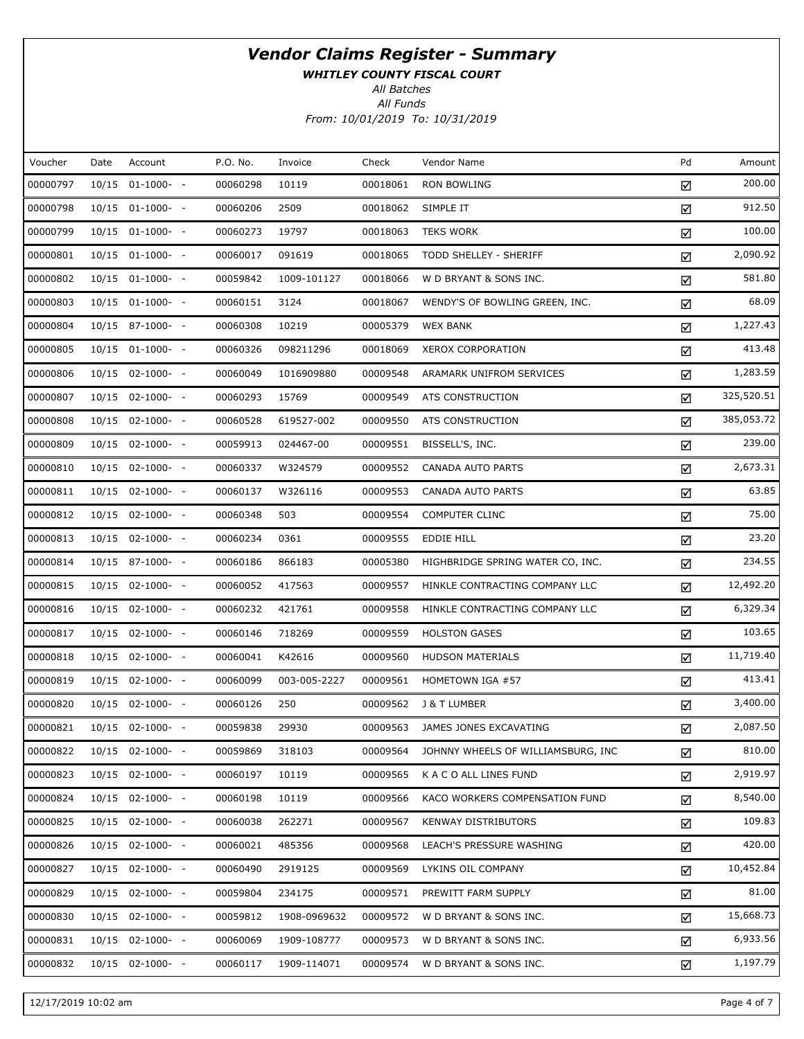# Vendor Claims Register - Summary

**WHITLEY COUNTY FISCAL COURT**

*All Batches*

*All Funds*

*From: 10/01/2019 To: 10/31/2019*

| Voucher | Date | Account | P.O. No. | Invoice | Check | Vendor Name | Pd | Amount |
|---|---|---|---|---|---|---|---|---|
| 00000797 | 10/15 | 01-1000- - | 00060298 | 10119 | 00018061 | RON BOWLING | ☑ | 200.00 |
| 00000798 | 10/15 | 01-1000- - | 00060206 | 2509 | 00018062 | SIMPLE IT | ☑ | 912.50 |
| 00000799 | 10/15 | 01-1000- - | 00060273 | 19797 | 00018063 | TEKS WORK | ☑ | 100.00 |
| 00000801 | 10/15 | 01-1000- - | 00060017 | 091619 | 00018065 | TODD SHELLEY - SHERIFF | ☑ | 2,090.92 |
| 00000802 | 10/15 | 01-1000- - | 00059842 | 1009-101127 | 00018066 | W D BRYANT & SONS INC. | ☑ | 581.80 |
| 00000803 | 10/15 | 01-1000- - | 00060151 | 3124 | 00018067 | WENDY'S OF BOWLING GREEN, INC. | ☑ | 68.09 |
| 00000804 | 10/15 | 87-1000- - | 00060308 | 10219 | 00005379 | WEX BANK | ☑ | 1,227.43 |
| 00000805 | 10/15 | 01-1000- - | 00060326 | 098211296 | 00018069 | XEROX CORPORATION | ☑ | 413.48 |
| 00000806 | 10/15 | 02-1000- - | 00060049 | 1016909880 | 00009548 | ARAMARK UNIFROM SERVICES | ☑ | 1,283.59 |
| 00000807 | 10/15 | 02-1000- - | 00060293 | 15769 | 00009549 | ATS CONSTRUCTION | ☑ | 325,520.51 |
| 00000808 | 10/15 | 02-1000- - | 00060528 | 619527-002 | 00009550 | ATS CONSTRUCTION | ☑ | 385,053.72 |
| 00000809 | 10/15 | 02-1000- - | 00059913 | 024467-00 | 00009551 | BISSELL'S, INC. | ☑ | 239.00 |
| 00000810 | 10/15 | 02-1000- - | 00060337 | W324579 | 00009552 | CANADA AUTO PARTS | ☑ | 2,673.31 |
| 00000811 | 10/15 | 02-1000- - | 00060137 | W326116 | 00009553 | CANADA AUTO PARTS | ☑ | 63.85 |
| 00000812 | 10/15 | 02-1000- - | 00060348 | 503 | 00009554 | COMPUTER CLINC | ☑ | 75.00 |
| 00000813 | 10/15 | 02-1000- - | 00060234 | 0361 | 00009555 | EDDIE HILL | ☑ | 23.20 |
| 00000814 | 10/15 | 87-1000- - | 00060186 | 866183 | 00005380 | HIGHBRIDGE SPRING WATER CO, INC. | ☑ | 234.55 |
| 00000815 | 10/15 | 02-1000- - | 00060052 | 417563 | 00009557 | HINKLE CONTRACTING COMPANY LLC | ☑ | 12,492.20 |
| 00000816 | 10/15 | 02-1000- - | 00060232 | 421761 | 00009558 | HINKLE CONTRACTING COMPANY LLC | ☑ | 6,329.34 |
| 00000817 | 10/15 | 02-1000- - | 00060146 | 718269 | 00009559 | HOLSTON GASES | ☑ | 103.65 |
| 00000818 | 10/15 | 02-1000- - | 00060041 | K42616 | 00009560 | HUDSON MATERIALS | ☑ | 11,719.40 |
| 00000819 | 10/15 | 02-1000- - | 00060099 | 003-005-2227 | 00009561 | HOMETOWN IGA #57 | ☑ | 413.41 |
| 00000820 | 10/15 | 02-1000- - | 00060126 | 250 | 00009562 | J & T LUMBER | ☑ | 3,400.00 |
| 00000821 | 10/15 | 02-1000- - | 00059838 | 29930 | 00009563 | JAMES JONES EXCAVATING | ☑ | 2,087.50 |
| 00000822 | 10/15 | 02-1000- - | 00059869 | 318103 | 00009564 | JOHNNY WHEELS OF WILLIAMSBURG, INC | ☑ | 810.00 |
| 00000823 | 10/15 | 02-1000- - | 00060197 | 10119 | 00009565 | K A C O ALL LINES FUND | ☑ | 2,919.97 |
| 00000824 | 10/15 | 02-1000- - | 00060198 | 10119 | 00009566 | KACO WORKERS COMPENSATION FUND | ☑ | 8,540.00 |
| 00000825 | 10/15 | 02-1000- - | 00060038 | 262271 | 00009567 | KENWAY DISTRIBUTORS | ☑ | 109.83 |
| 00000826 | 10/15 | 02-1000- - | 00060021 | 485356 | 00009568 | LEACH'S PRESSURE WASHING | ☑ | 420.00 |
| 00000827 | 10/15 | 02-1000- - | 00060490 | 2919125 | 00009569 | LYKINS OIL COMPANY | ☑ | 10,452.84 |
| 00000829 | 10/15 | 02-1000- - | 00059804 | 234175 | 00009571 | PREWITT FARM SUPPLY | ☑ | 81.00 |
| 00000830 | 10/15 | 02-1000- - | 00059812 | 1908-0969632 | 00009572 | W D BRYANT & SONS INC. | ☑ | 15,668.73 |
| 00000831 | 10/15 | 02-1000- - | 00060069 | 1909-108777 | 00009573 | W D BRYANT & SONS INC. | ☑ | 6,933.56 |
| 00000832 | 10/15 | 02-1000- - | 00060117 | 1909-114071 | 00009574 | W D BRYANT & SONS INC. | ☑ | 1,197.79 |

12/17/2019 10:02 am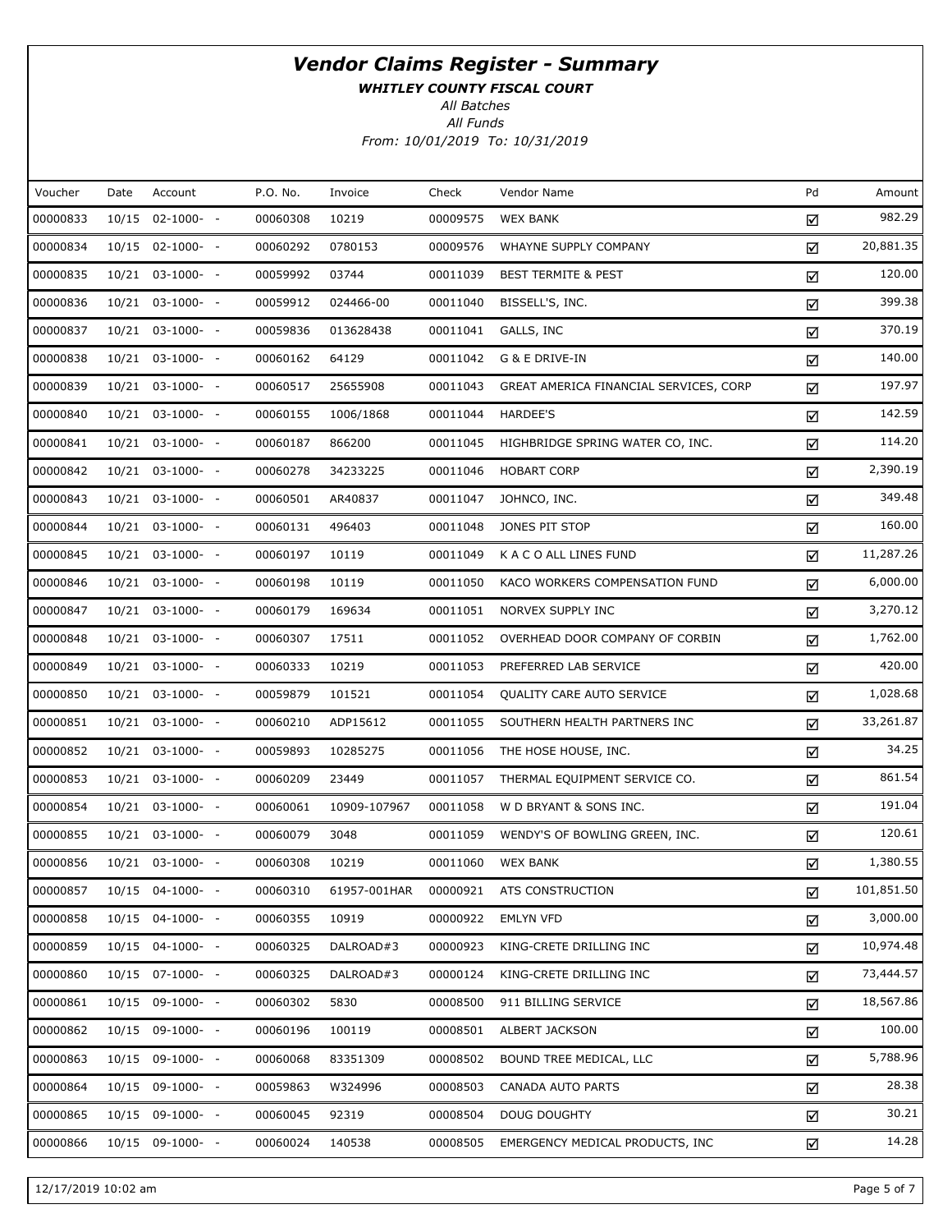# Vendor Claims Register - Summary

***WHITLEY COUNTY FISCAL COURT***

*All Batches*

*All Funds*

*From: 10/01/2019 To: 10/31/2019*

| Voucher | Date | Account | P.O. No. | Invoice | Check | Vendor Name | Pd | Amount |
|---|---|---|---|---|---|---|---|---|
| 00000833 | 10/15 | 02-1000- - | 00060308 | 10219 | 00009575 | WEX BANK | ☑ | 982.29 |
| 00000834 | 10/15 | 02-1000- - | 00060292 | 0780153 | 00009576 | WHAYNE SUPPLY COMPANY | ☑ | 20,881.35 |
| 00000835 | 10/21 | 03-1000- - | 00059992 | 03744 | 00011039 | BEST TERMITE & PEST | ☑ | 120.00 |
| 00000836 | 10/21 | 03-1000- - | 00059912 | 024466-00 | 00011040 | BISSELL'S, INC. | ☑ | 399.38 |
| 00000837 | 10/21 | 03-1000- - | 00059836 | 013628438 | 00011041 | GALLS, INC | ☑ | 370.19 |
| 00000838 | 10/21 | 03-1000- - | 00060162 | 64129 | 00011042 | G & E DRIVE-IN | ☑ | 140.00 |
| 00000839 | 10/21 | 03-1000- - | 00060517 | 25655908 | 00011043 | GREAT AMERICA FINANCIAL SERVICES, CORP | ☑ | 197.97 |
| 00000840 | 10/21 | 03-1000- - | 00060155 | 1006/1868 | 00011044 | HARDEE'S | ☑ | 142.59 |
| 00000841 | 10/21 | 03-1000- - | 00060187 | 866200 | 00011045 | HIGHBRIDGE SPRING WATER CO, INC. | ☑ | 114.20 |
| 00000842 | 10/21 | 03-1000- - | 00060278 | 34233225 | 00011046 | HOBART CORP | ☑ | 2,390.19 |
| 00000843 | 10/21 | 03-1000- - | 00060501 | AR40837 | 00011047 | JOHNCO, INC. | ☑ | 349.48 |
| 00000844 | 10/21 | 03-1000- - | 00060131 | 496403 | 00011048 | JONES PIT STOP | ☑ | 160.00 |
| 00000845 | 10/21 | 03-1000- - | 00060197 | 10119 | 00011049 | K A C O ALL LINES FUND | ☑ | 11,287.26 |
| 00000846 | 10/21 | 03-1000- - | 00060198 | 10119 | 00011050 | KACO WORKERS COMPENSATION FUND | ☑ | 6,000.00 |
| 00000847 | 10/21 | 03-1000- - | 00060179 | 169634 | 00011051 | NORVEX SUPPLY INC | ☑ | 3,270.12 |
| 00000848 | 10/21 | 03-1000- - | 00060307 | 17511 | 00011052 | OVERHEAD DOOR COMPANY OF CORBIN | ☑ | 1,762.00 |
| 00000849 | 10/21 | 03-1000- - | 00060333 | 10219 | 00011053 | PREFERRED LAB SERVICE | ☑ | 420.00 |
| 00000850 | 10/21 | 03-1000- - | 00059879 | 101521 | 00011054 | QUALITY CARE AUTO SERVICE | ☑ | 1,028.68 |
| 00000851 | 10/21 | 03-1000- - | 00060210 | ADP15612 | 00011055 | SOUTHERN HEALTH PARTNERS INC | ☑ | 33,261.87 |
| 00000852 | 10/21 | 03-1000- - | 00059893 | 10285275 | 00011056 | THE HOSE HOUSE, INC. | ☑ | 34.25 |
| 00000853 | 10/21 | 03-1000- - | 00060209 | 23449 | 00011057 | THERMAL EQUIPMENT SERVICE CO. | ☑ | 861.54 |
| 00000854 | 10/21 | 03-1000- - | 00060061 | 10909-107967 | 00011058 | W D BRYANT & SONS INC. | ☑ | 191.04 |
| 00000855 | 10/21 | 03-1000- - | 00060079 | 3048 | 00011059 | WENDY'S OF BOWLING GREEN, INC. | ☑ | 120.61 |
| 00000856 | 10/21 | 03-1000- - | 00060308 | 10219 | 00011060 | WEX BANK | ☑ | 1,380.55 |
| 00000857 | 10/15 | 04-1000- - | 00060310 | 61957-001HAR | 00000921 | ATS CONSTRUCTION | ☑ | 101,851.50 |
| 00000858 | 10/15 | 04-1000- - | 00060355 | 10919 | 00000922 | EMLYN VFD | ☑ | 3,000.00 |
| 00000859 | 10/15 | 04-1000- - | 00060325 | DALROAD#3 | 00000923 | KING-CRETE DRILLING INC | ☑ | 10,974.48 |
| 00000860 | 10/15 | 07-1000- - | 00060325 | DALROAD#3 | 00000124 | KING-CRETE DRILLING INC | ☑ | 73,444.57 |
| 00000861 | 10/15 | 09-1000- - | 00060302 | 5830 | 00008500 | 911 BILLING SERVICE | ☑ | 18,567.86 |
| 00000862 | 10/15 | 09-1000- - | 00060196 | 100119 | 00008501 | ALBERT JACKSON | ☑ | 100.00 |
| 00000863 | 10/15 | 09-1000- - | 00060068 | 83351309 | 00008502 | BOUND TREE MEDICAL, LLC | ☑ | 5,788.96 |
| 00000864 | 10/15 | 09-1000- - | 00059863 | W324996 | 00008503 | CANADA AUTO PARTS | ☑ | 28.38 |
| 00000865 | 10/15 | 09-1000- - | 00060045 | 92319 | 00008504 | DOUG DOUGHTY | ☑ | 30.21 |
| 00000866 | 10/15 | 09-1000- - | 00060024 | 140538 | 00008505 | EMERGENCY MEDICAL PRODUCTS, INC | ☑ | 14.28 |

12/17/2019 10:02 am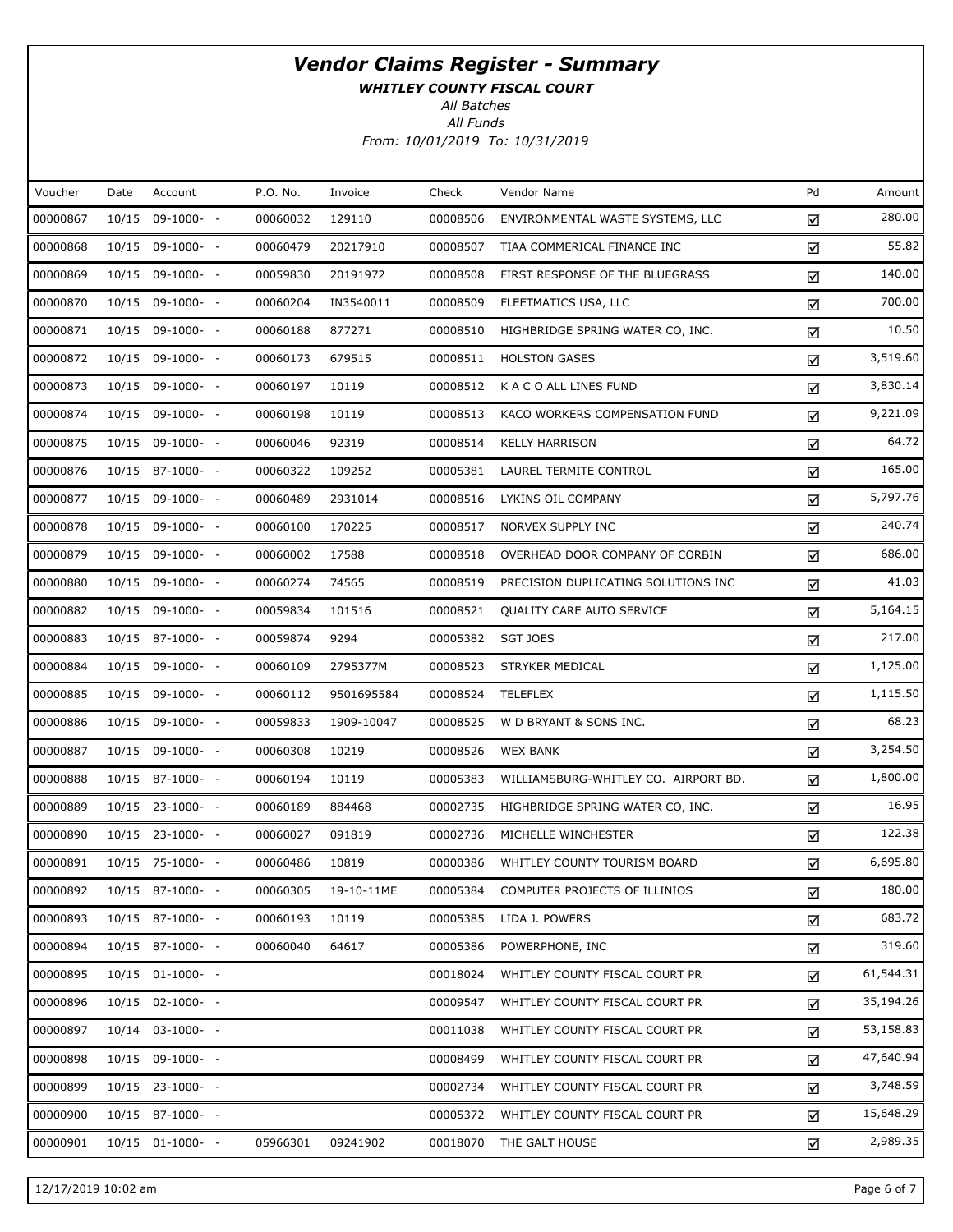# Vendor Claims Register - Summary

***WHITLEY COUNTY FISCAL COURT***

*All Batches*

*All Funds*

*From: 10/01/2019 To: 10/31/2019*

| Voucher | Date | Account | P.O. No. | Invoice | Check | Vendor Name | Pd | Amount |
|---|---|---|---|---|---|---|---|---|
| 00000867 | 10/15 | 09-1000- - | 00060032 | 129110 | 00008506 | ENVIRONMENTAL WASTE SYSTEMS, LLC | ☑ | 280.00 |
| 00000868 | 10/15 | 09-1000- - | 00060479 | 20217910 | 00008507 | TIAA COMMERICAL FINANCE INC | ☑ | 55.82 |
| 00000869 | 10/15 | 09-1000- - | 00059830 | 20191972 | 00008508 | FIRST RESPONSE OF THE BLUEGRASS | ☑ | 140.00 |
| 00000870 | 10/15 | 09-1000- - | 00060204 | IN3540011 | 00008509 | FLEETMATICS USA, LLC | ☑ | 700.00 |
| 00000871 | 10/15 | 09-1000- - | 00060188 | 877271 | 00008510 | HIGHBRIDGE SPRING WATER CO, INC. | ☑ | 10.50 |
| 00000872 | 10/15 | 09-1000- - | 00060173 | 679515 | 00008511 | HOLSTON GASES | ☑ | 3,519.60 |
| 00000873 | 10/15 | 09-1000- - | 00060197 | 10119 | 00008512 | K A C O ALL LINES FUND | ☑ | 3,830.14 |
| 00000874 | 10/15 | 09-1000- - | 00060198 | 10119 | 00008513 | KACO WORKERS COMPENSATION FUND | ☑ | 9,221.09 |
| 00000875 | 10/15 | 09-1000- - | 00060046 | 92319 | 00008514 | KELLY HARRISON | ☑ | 64.72 |
| 00000876 | 10/15 | 87-1000- - | 00060322 | 109252 | 00005381 | LAUREL TERMITE CONTROL | ☑ | 165.00 |
| 00000877 | 10/15 | 09-1000- - | 00060489 | 2931014 | 00008516 | LYKINS OIL COMPANY | ☑ | 5,797.76 |
| 00000878 | 10/15 | 09-1000- - | 00060100 | 170225 | 00008517 | NORVEX SUPPLY INC | ☑ | 240.74 |
| 00000879 | 10/15 | 09-1000- - | 00060002 | 17588 | 00008518 | OVERHEAD DOOR COMPANY OF CORBIN | ☑ | 686.00 |
| 00000880 | 10/15 | 09-1000- - | 00060274 | 74565 | 00008519 | PRECISION DUPLICATING SOLUTIONS INC | ☑ | 41.03 |
| 00000882 | 10/15 | 09-1000- - | 00059834 | 101516 | 00008521 | QUALITY CARE AUTO SERVICE | ☑ | 5,164.15 |
| 00000883 | 10/15 | 87-1000- - | 00059874 | 9294 | 00005382 | SGT JOES | ☑ | 217.00 |
| 00000884 | 10/15 | 09-1000- - | 00060109 | 2795377M | 00008523 | STRYKER MEDICAL | ☑ | 1,125.00 |
| 00000885 | 10/15 | 09-1000- - | 00060112 | 9501695584 | 00008524 | TELEFLEX | ☑ | 1,115.50 |
| 00000886 | 10/15 | 09-1000- - | 00059833 | 1909-10047 | 00008525 | W D BRYANT & SONS INC. | ☑ | 68.23 |
| 00000887 | 10/15 | 09-1000- - | 00060308 | 10219 | 00008526 | WEX BANK | ☑ | 3,254.50 |
| 00000888 | 10/15 | 87-1000- - | 00060194 | 10119 | 00005383 | WILLIAMSBURG-WHITLEY CO. AIRPORT BD. | ☑ | 1,800.00 |
| 00000889 | 10/15 | 23-1000- - | 00060189 | 884468 | 00002735 | HIGHBRIDGE SPRING WATER CO, INC. | ☑ | 16.95 |
| 00000890 | 10/15 | 23-1000- - | 00060027 | 091819 | 00002736 | MICHELLE WINCHESTER | ☑ | 122.38 |
| 00000891 | 10/15 | 75-1000- - | 00060486 | 10819 | 00000386 | WHITLEY COUNTY TOURISM BOARD | ☑ | 6,695.80 |
| 00000892 | 10/15 | 87-1000- - | 00060305 | 19-10-11ME | 00005384 | COMPUTER PROJECTS OF ILLINIOS | ☑ | 180.00 |
| 00000893 | 10/15 | 87-1000- - | 00060193 | 10119 | 00005385 | LIDA J. POWERS | ☑ | 683.72 |
| 00000894 | 10/15 | 87-1000- - | 00060040 | 64617 | 00005386 | POWERPHONE, INC | ☑ | 319.60 |
| 00000895 | 10/15 | 01-1000- - | | | 00018024 | WHITLEY COUNTY FISCAL COURT PR | ☑ | 61,544.31 |
| 00000896 | 10/15 | 02-1000- - | | | 00009547 | WHITLEY COUNTY FISCAL COURT PR | ☑ | 35,194.26 |
| 00000897 | 10/14 | 03-1000- - | | | 00011038 | WHITLEY COUNTY FISCAL COURT PR | ☑ | 53,158.83 |
| 00000898 | 10/15 | 09-1000- - | | | 00008499 | WHITLEY COUNTY FISCAL COURT PR | ☑ | 47,640.94 |
| 00000899 | 10/15 | 23-1000- - | | | 00002734 | WHITLEY COUNTY FISCAL COURT PR | ☑ | 3,748.59 |
| 00000900 | 10/15 | 87-1000- - | | | 00005372 | WHITLEY COUNTY FISCAL COURT PR | ☑ | 15,648.29 |
| 00000901 | 10/15 | 01-1000- - | 05966301 | 09241902 | 00018070 | THE GALT HOUSE | ☑ | 2,989.35 |

12/17/2019 10:02 am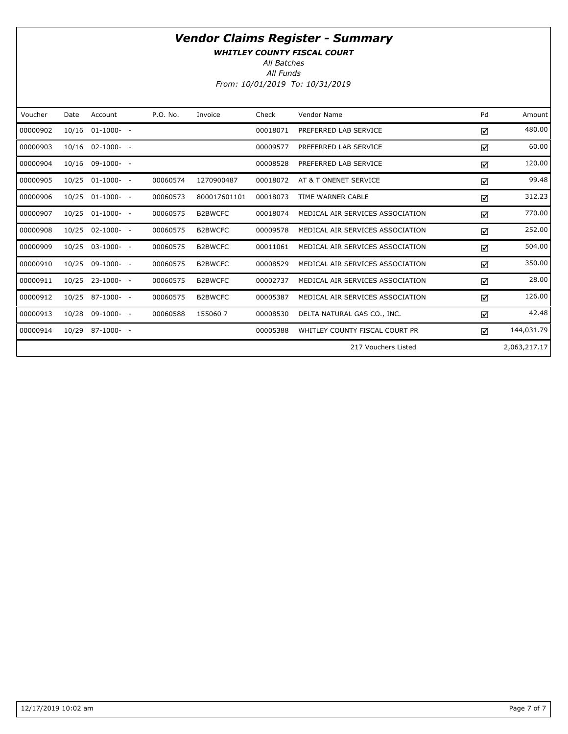# Vendor Claims Register - Summary

***WHITLEY COUNTY FISCAL COURT***

*All Batches*

*All Funds*

*From: 10/01/2019 To: 10/31/2019*

| Voucher | Date | Account | P.O. No. | Invoice | Check | Vendor Name | Pd | Amount |
|---|---|---|---|---|---|---|---|---|
| 00000902 | 10/16 | 01-1000- - | | | 00018071 | PREFERRED LAB SERVICE | ☑ | 480.00 |
| 00000903 | 10/16 | 02-1000- - | | | 00009577 | PREFERRED LAB SERVICE | ☑ | 60.00 |
| 00000904 | 10/16 | 09-1000- - | | | 00008528 | PREFERRED LAB SERVICE | ☑ | 120.00 |
| 00000905 | 10/25 | 01-1000- - | 00060574 | 1270900487 | 00018072 | AT & T ONENET SERVICE | ☑ | 99.48 |
| 00000906 | 10/25 | 01-1000- - | 00060573 | 800017601101 | 00018073 | TIME WARNER CABLE | ☑ | 312.23 |
| 00000907 | 10/25 | 01-1000- - | 00060575 | B2BWCFC | 00018074 | MEDICAL AIR SERVICES ASSOCIATION | ☑ | 770.00 |
| 00000908 | 10/25 | 02-1000- - | 00060575 | B2BWCFC | 00009578 | MEDICAL AIR SERVICES ASSOCIATION | ☑ | 252.00 |
| 00000909 | 10/25 | 03-1000- - | 00060575 | B2BWCFC | 00011061 | MEDICAL AIR SERVICES ASSOCIATION | ☑ | 504.00 |
| 00000910 | 10/25 | 09-1000- - | 00060575 | B2BWCFC | 00008529 | MEDICAL AIR SERVICES ASSOCIATION | ☑ | 350.00 |
| 00000911 | 10/25 | 23-1000- - | 00060575 | B2BWCFC | 00002737 | MEDICAL AIR SERVICES ASSOCIATION | ☑ | 28.00 |
| 00000912 | 10/25 | 87-1000- - | 00060575 | B2BWCFC | 00005387 | MEDICAL AIR SERVICES ASSOCIATION | ☑ | 126.00 |
| 00000913 | 10/28 | 09-1000- - | 00060588 | 155060 7 | 00008530 | DELTA NATURAL GAS CO., INC. | ☑ | 42.48 |
| 00000914 | 10/29 | 87-1000- - | | | 00005388 | WHITLEY COUNTY FISCAL COURT PR | ☑ | 144,031.79 |
| | | | | | | 217 Vouchers Listed | | 2,063,217.17 |

12/17/2019 10:02 am